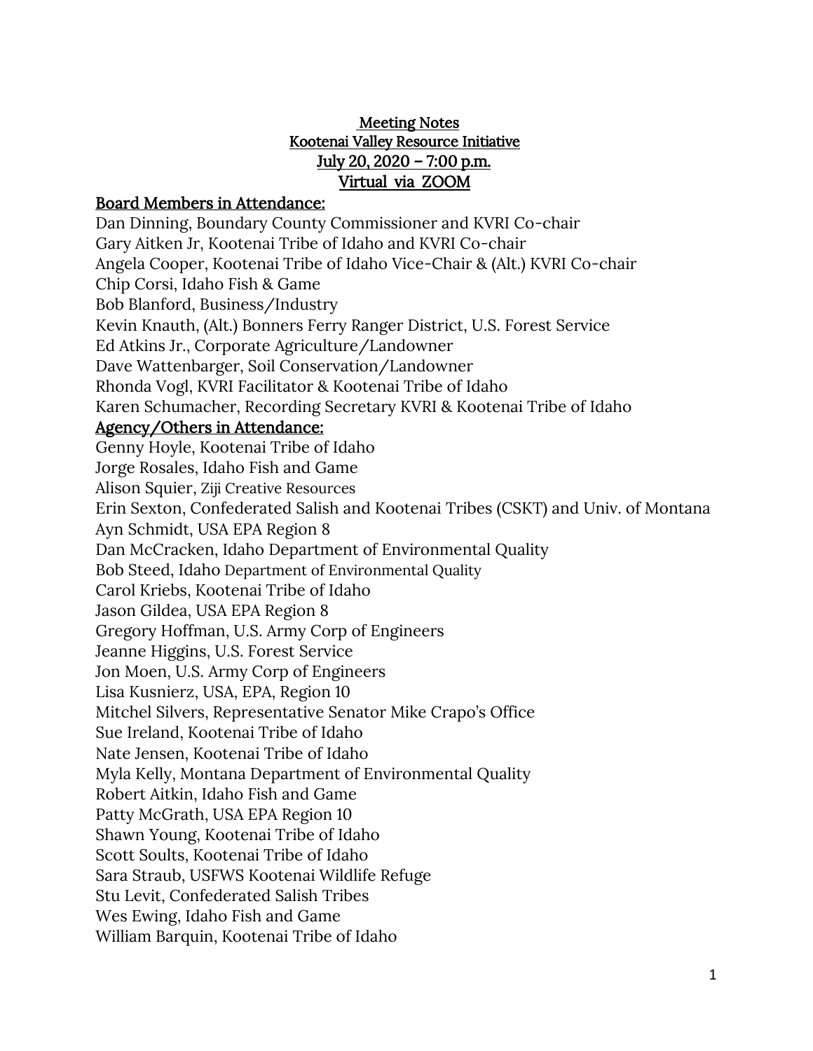**Meeting Notes**
**Kootenai Valley Resource Initiative**
**July 20, 2020 – 7:00 p.m.**
**Virtual via ZOOM**

**Board Members in Attendance:**

Dan Dinning, Boundary County Commissioner and KVRI Co-chair
Gary Aitken Jr, Kootenai Tribe of Idaho and KVRI Co-chair
Angela Cooper, Kootenai Tribe of Idaho Vice-Chair & (Alt.) KVRI Co-chair
Chip Corsi, Idaho Fish & Game
Bob Blanford, Business/Industry
Kevin Knauth, (Alt.) Bonners Ferry Ranger District, U.S. Forest Service
Ed Atkins Jr., Corporate Agriculture/Landowner
Dave Wattenbarger, Soil Conservation/Landowner
Rhonda Vogl, KVRI Facilitator & Kootenai Tribe of Idaho
Karen Schumacher, Recording Secretary KVRI & Kootenai Tribe of Idaho

**Agency/Others in Attendance:**

Genny Hoyle, Kootenai Tribe of Idaho
Jorge Rosales, Idaho Fish and Game
Alison Squier, Ziji Creative Resources
Erin Sexton, Confederated Salish and Kootenai Tribes (CSKT) and Univ. of Montana
Ayn Schmidt, USA EPA Region 8
Dan McCracken, Idaho Department of Environmental Quality
Bob Steed, Idaho Department of Environmental Quality
Carol Kriebs, Kootenai Tribe of Idaho
Jason Gildea, USA EPA Region 8
Gregory Hoffman, U.S. Army Corp of Engineers
Jeanne Higgins, U.S. Forest Service
Jon Moen, U.S. Army Corp of Engineers
Lisa Kusnierz, USA, EPA, Region 10
Mitchel Silvers, Representative Senator Mike Crapo's Office
Sue Ireland, Kootenai Tribe of Idaho
Nate Jensen, Kootenai Tribe of Idaho
Myla Kelly, Montana Department of Environmental Quality
Robert Aitkin, Idaho Fish and Game
Patty McGrath, USA EPA Region 10
Shawn Young, Kootenai Tribe of Idaho
Scott Soults, Kootenai Tribe of Idaho
Sara Straub, USFWS Kootenai Wildlife Refuge
Stu Levit, Confederated Salish Tribes
Wes Ewing, Idaho Fish and Game
William Barquin, Kootenai Tribe of Idaho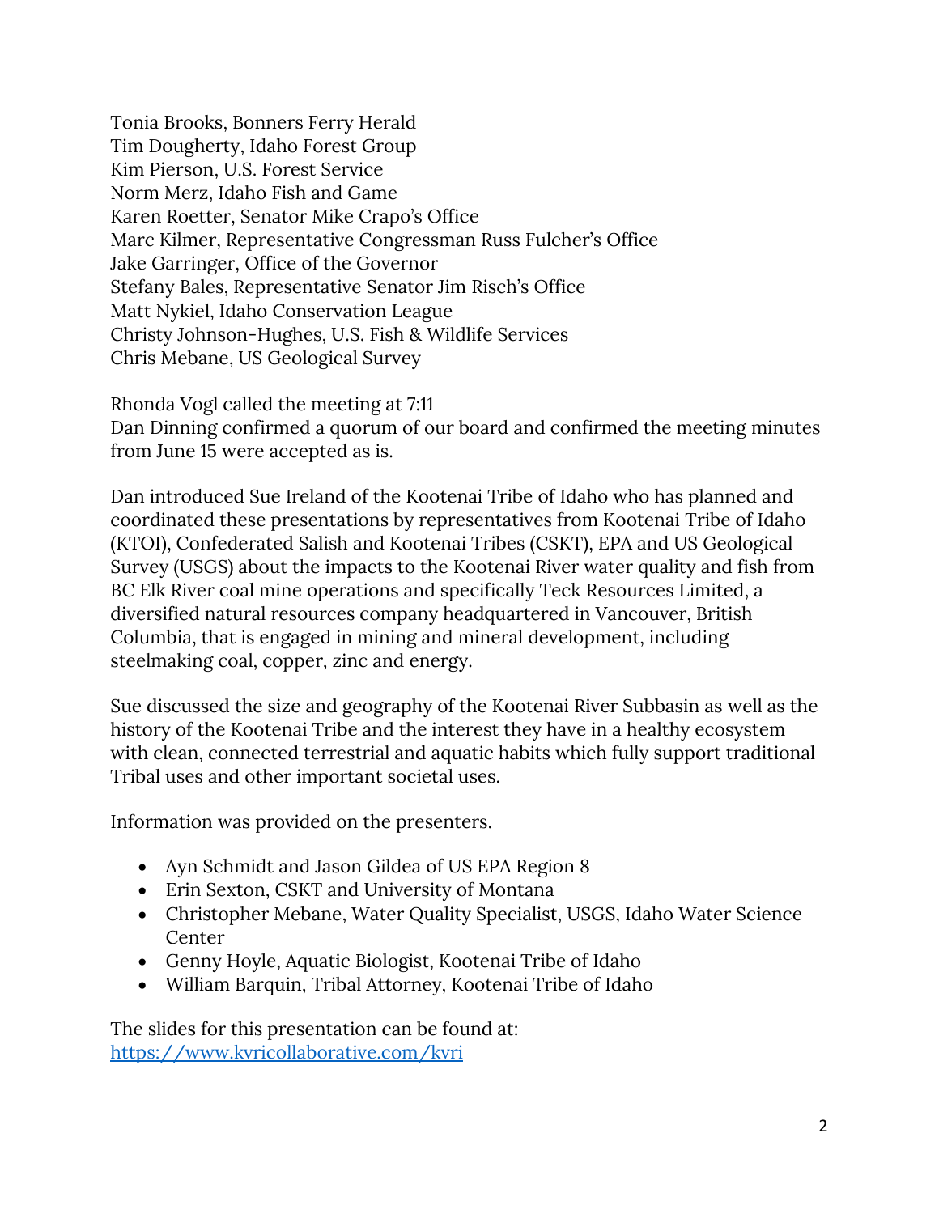Tonia Brooks, Bonners Ferry Herald
Tim Dougherty, Idaho Forest Group
Kim Pierson, U.S. Forest Service
Norm Merz, Idaho Fish and Game
Karen Roetter, Senator Mike Crapo's Office
Marc Kilmer, Representative Congressman Russ Fulcher's Office
Jake Garringer, Office of the Governor
Stefany Bales, Representative Senator Jim Risch's Office
Matt Nykiel, Idaho Conservation League
Christy Johnson-Hughes, U.S. Fish & Wildlife Services
Chris Mebane, US Geological Survey

Rhonda Vogl called the meeting at 7:11
Dan Dinning confirmed a quorum of our board and confirmed the meeting minutes from June 15 were accepted as is.

Dan introduced Sue Ireland of the Kootenai Tribe of Idaho who has planned and coordinated these presentations by representatives from Kootenai Tribe of Idaho (KTOI), Confederated Salish and Kootenai Tribes (CSKT), EPA and US Geological Survey (USGS) about the impacts to the Kootenai River water quality and fish from BC Elk River coal mine operations and specifically Teck Resources Limited, a diversified natural resources company headquartered in Vancouver, British Columbia, that is engaged in mining and mineral development, including steelmaking coal, copper, zinc and energy.

Sue discussed the size and geography of the Kootenai River Subbasin as well as the history of the Kootenai Tribe and the interest they have in a healthy ecosystem with clean, connected terrestrial and aquatic habits which fully support traditional Tribal uses and other important societal uses.

Information was provided on the presenters.

- Ayn Schmidt and Jason Gildea of US EPA Region 8
- Erin Sexton, CSKT and University of Montana
- Christopher Mebane, Water Quality Specialist, USGS, Idaho Water Science Center
- Genny Hoyle, Aquatic Biologist, Kootenai Tribe of Idaho
- William Barquin, Tribal Attorney, Kootenai Tribe of Idaho

The slides for this presentation can be found at:
https://www.kvricollaborative.com/kvri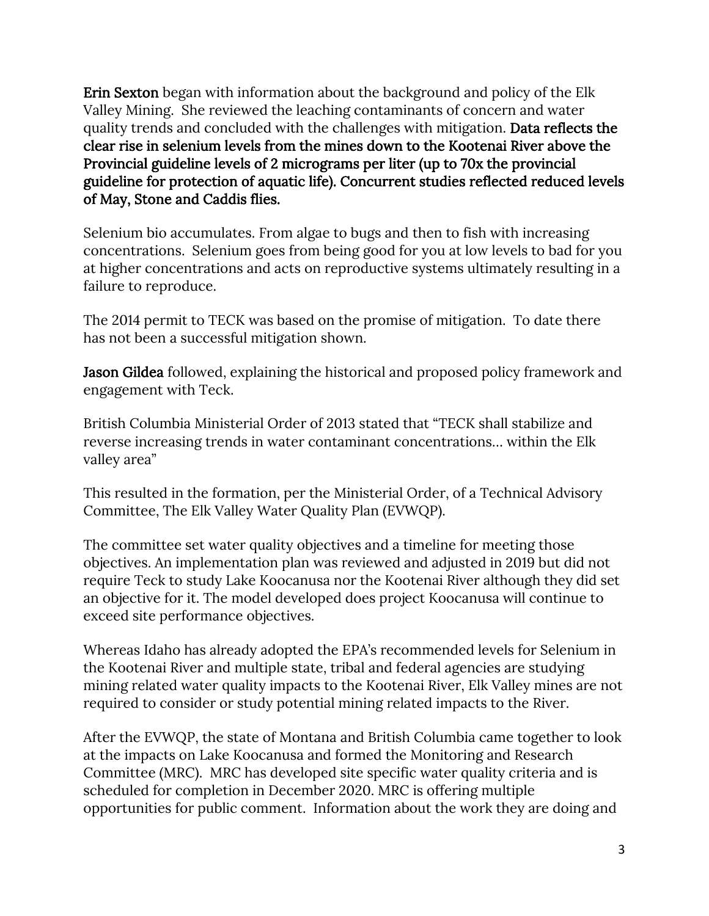**Erin Sexton** began with information about the background and policy of the Elk Valley Mining. She reviewed the leaching contaminants of concern and water quality trends and concluded with the challenges with mitigation. **Data reflects the clear rise in selenium levels from the mines down to the Kootenai River above the Provincial guideline levels of 2 micrograms per liter (up to 70x the provincial guideline for protection of aquatic life). Concurrent studies reflected reduced levels of May, Stone and Caddis flies.**

Selenium bio accumulates. From algae to bugs and then to fish with increasing concentrations. Selenium goes from being good for you at low levels to bad for you at higher concentrations and acts on reproductive systems ultimately resulting in a failure to reproduce.

The 2014 permit to TECK was based on the promise of mitigation. To date there has not been a successful mitigation shown.

**Jason Gildea** followed, explaining the historical and proposed policy framework and engagement with Teck.

British Columbia Ministerial Order of 2013 stated that "TECK shall stabilize and reverse increasing trends in water contaminant concentrations… within the Elk valley area"

This resulted in the formation, per the Ministerial Order, of a Technical Advisory Committee, The Elk Valley Water Quality Plan (EVWQP).

The committee set water quality objectives and a timeline for meeting those objectives. An implementation plan was reviewed and adjusted in 2019 but did not require Teck to study Lake Koocanusa nor the Kootenai River although they did set an objective for it. The model developed does project Koocanusa will continue to exceed site performance objectives.

Whereas Idaho has already adopted the EPA's recommended levels for Selenium in the Kootenai River and multiple state, tribal and federal agencies are studying mining related water quality impacts to the Kootenai River, Elk Valley mines are not required to consider or study potential mining related impacts to the River.

After the EVWQP, the state of Montana and British Columbia came together to look at the impacts on Lake Koocanusa and formed the Monitoring and Research Committee (MRC). MRC has developed site specific water quality criteria and is scheduled for completion in December 2020. MRC is offering multiple opportunities for public comment. Information about the work they are doing and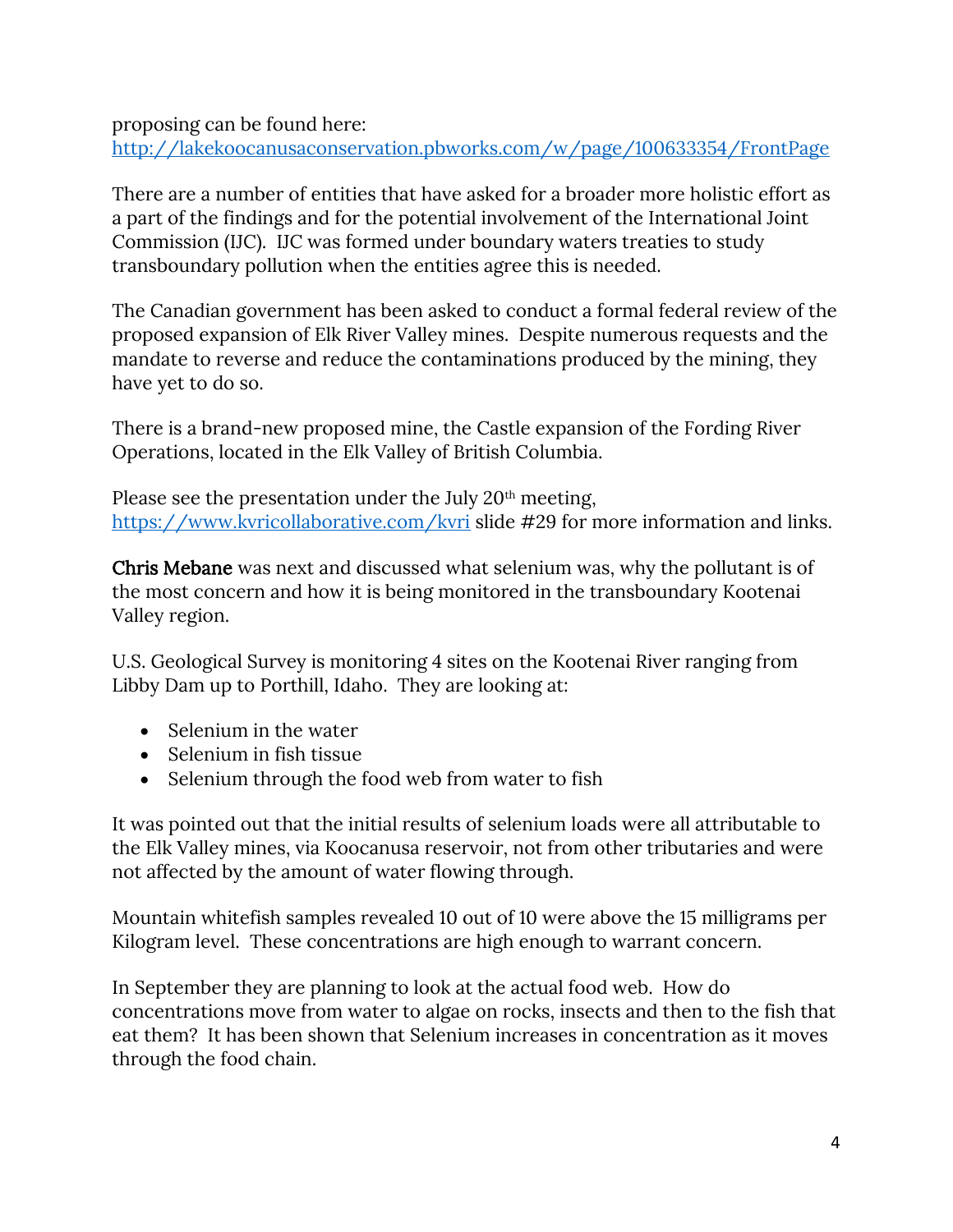proposing can be found here:
http://lakekoocanusaconservation.pbworks.com/w/page/100633354/FrontPage

There are a number of entities that have asked for a broader more holistic effort as a part of the findings and for the potential involvement of the International Joint Commission (IJC). IJC was formed under boundary waters treaties to study transboundary pollution when the entities agree this is needed.

The Canadian government has been asked to conduct a formal federal review of the proposed expansion of Elk River Valley mines. Despite numerous requests and the mandate to reverse and reduce the contaminations produced by the mining, they have yet to do so.

There is a brand-new proposed mine, the Castle expansion of the Fording River Operations, located in the Elk Valley of British Columbia.

Please see the presentation under the July 20th meeting, https://www.kvricollaborative.com/kvri slide #29 for more information and links.

**Chris Mebane** was next and discussed what selenium was, why the pollutant is of the most concern and how it is being monitored in the transboundary Kootenai Valley region.

U.S. Geological Survey is monitoring 4 sites on the Kootenai River ranging from Libby Dam up to Porthill, Idaho. They are looking at:

- Selenium in the water
- Selenium in fish tissue
- Selenium through the food web from water to fish

It was pointed out that the initial results of selenium loads were all attributable to the Elk Valley mines, via Koocanusa reservoir, not from other tributaries and were not affected by the amount of water flowing through.

Mountain whitefish samples revealed 10 out of 10 were above the 15 milligrams per Kilogram level. These concentrations are high enough to warrant concern.

In September they are planning to look at the actual food web. How do concentrations move from water to algae on rocks, insects and then to the fish that eat them? It has been shown that Selenium increases in concentration as it moves through the food chain.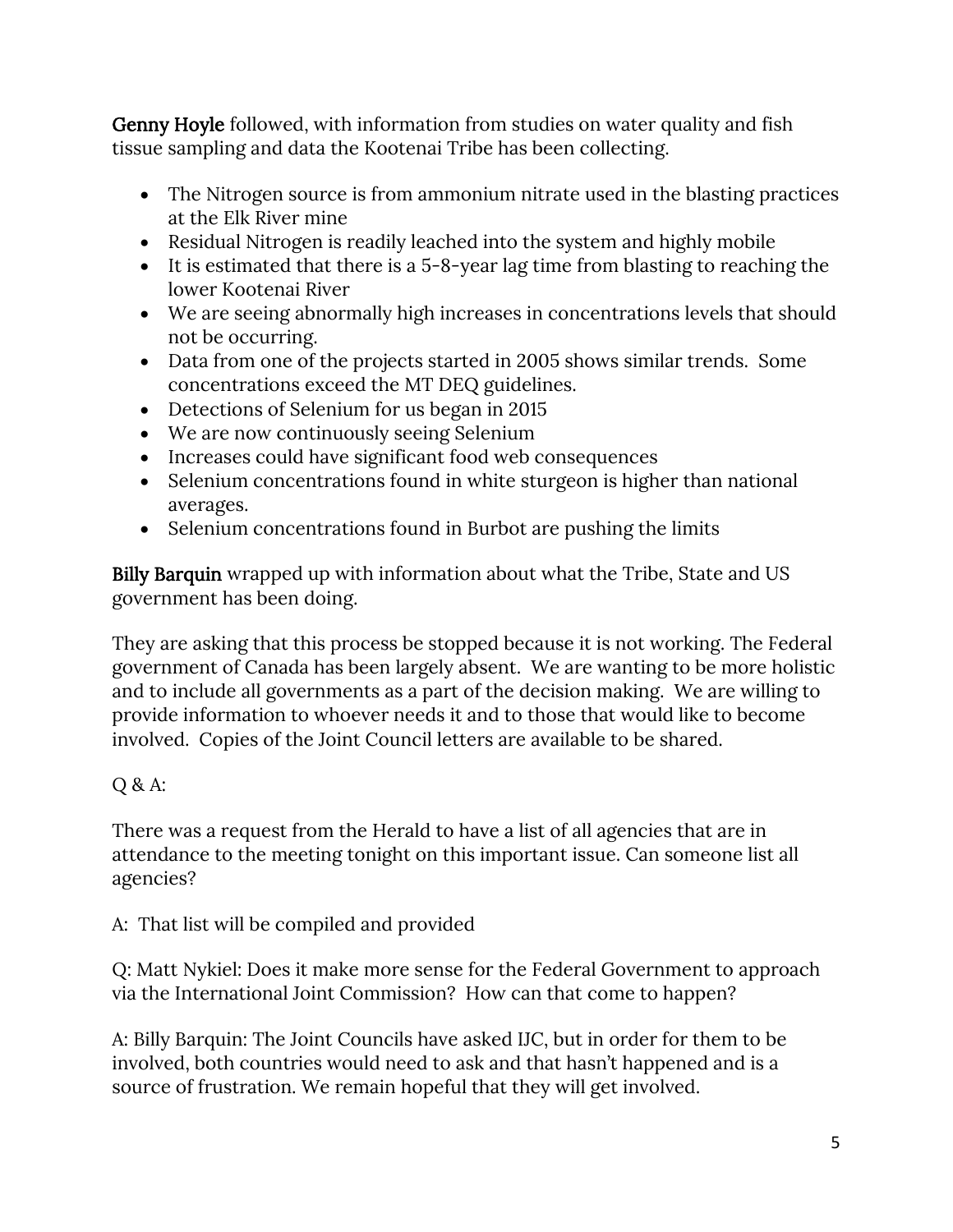**Genny Hoyle** followed, with information from studies on water quality and fish tissue sampling and data the Kootenai Tribe has been collecting.

- The Nitrogen source is from ammonium nitrate used in the blasting practices at the Elk River mine
- Residual Nitrogen is readily leached into the system and highly mobile
- It is estimated that there is a 5-8-year lag time from blasting to reaching the lower Kootenai River
- We are seeing abnormally high increases in concentrations levels that should not be occurring.
- Data from one of the projects started in 2005 shows similar trends. Some concentrations exceed the MT DEQ guidelines.
- Detections of Selenium for us began in 2015
- We are now continuously seeing Selenium
- Increases could have significant food web consequences
- Selenium concentrations found in white sturgeon is higher than national averages.
- Selenium concentrations found in Burbot are pushing the limits

**Billy Barquin** wrapped up with information about what the Tribe, State and US government has been doing.

They are asking that this process be stopped because it is not working. The Federal government of Canada has been largely absent. We are wanting to be more holistic and to include all governments as a part of the decision making. We are willing to provide information to whoever needs it and to those that would like to become involved. Copies of the Joint Council letters are available to be shared.

Q & A:

There was a request from the Herald to have a list of all agencies that are in attendance to the meeting tonight on this important issue. Can someone list all agencies?

A: That list will be compiled and provided

Q: Matt Nykiel: Does it make more sense for the Federal Government to approach via the International Joint Commission? How can that come to happen?

A: Billy Barquin: The Joint Councils have asked IJC, but in order for them to be involved, both countries would need to ask and that hasn't happened and is a source of frustration. We remain hopeful that they will get involved.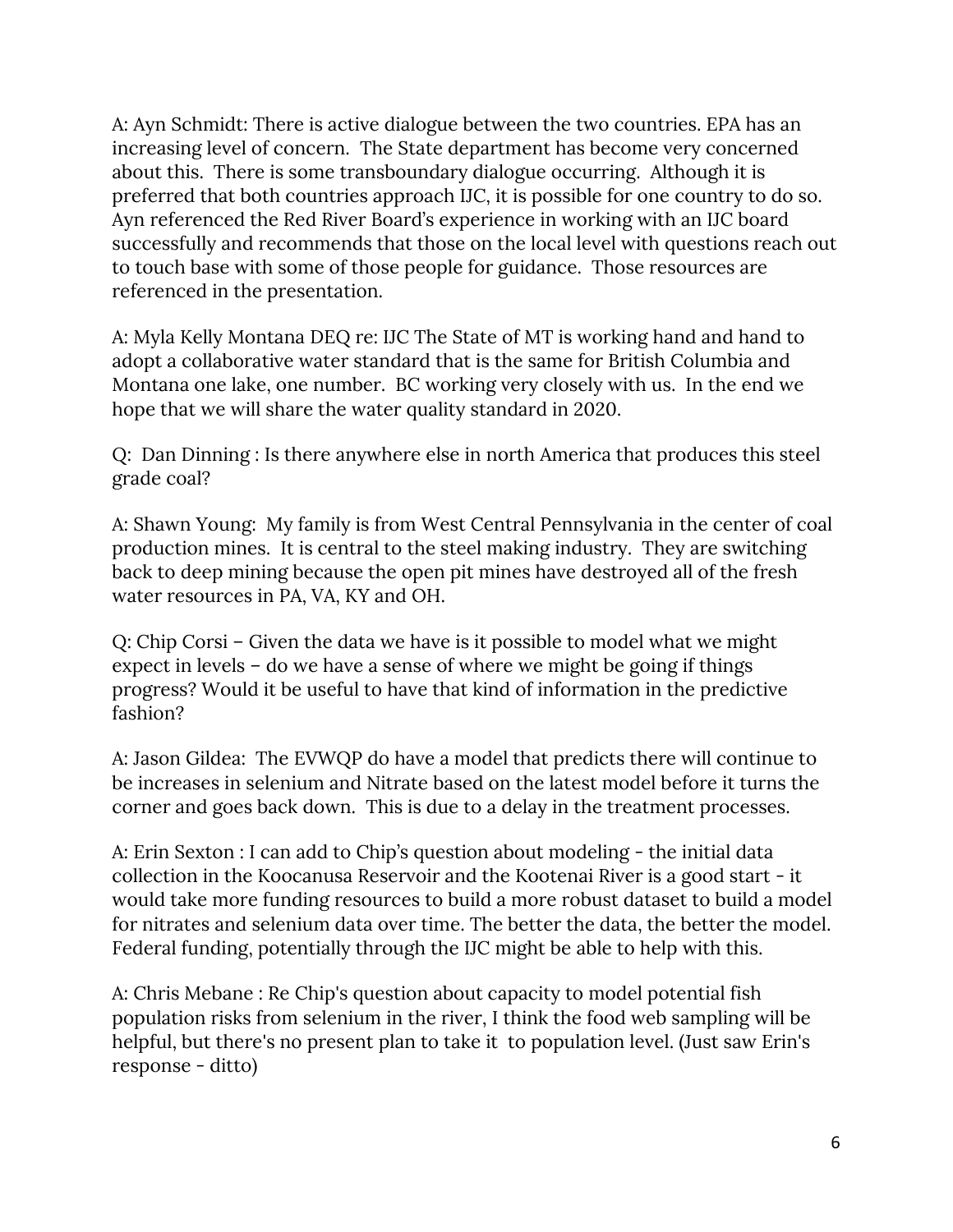A: Ayn Schmidt: There is active dialogue between the two countries. EPA has an increasing level of concern. The State department has become very concerned about this. There is some transboundary dialogue occurring. Although it is preferred that both countries approach IJC, it is possible for one country to do so. Ayn referenced the Red River Board's experience in working with an IJC board successfully and recommends that those on the local level with questions reach out to touch base with some of those people for guidance. Those resources are referenced in the presentation.

A: Myla Kelly Montana DEQ re: IJC The State of MT is working hand and hand to adopt a collaborative water standard that is the same for British Columbia and Montana one lake, one number. BC working very closely with us. In the end we hope that we will share the water quality standard in 2020.

Q: Dan Dinning : Is there anywhere else in north America that produces this steel grade coal?

A: Shawn Young: My family is from West Central Pennsylvania in the center of coal production mines. It is central to the steel making industry. They are switching back to deep mining because the open pit mines have destroyed all of the fresh water resources in PA, VA, KY and OH.

Q: Chip Corsi – Given the data we have is it possible to model what we might expect in levels – do we have a sense of where we might be going if things progress? Would it be useful to have that kind of information in the predictive fashion?

A: Jason Gildea: The EVWQP do have a model that predicts there will continue to be increases in selenium and Nitrate based on the latest model before it turns the corner and goes back down. This is due to a delay in the treatment processes.

A: Erin Sexton : I can add to Chip's question about modeling - the initial data collection in the Koocanusa Reservoir and the Kootenai River is a good start - it would take more funding resources to build a more robust dataset to build a model for nitrates and selenium data over time. The better the data, the better the model. Federal funding, potentially through the IJC might be able to help with this.

A: Chris Mebane : Re Chip's question about capacity to model potential fish population risks from selenium in the river, I think the food web sampling will be helpful, but there's no present plan to take it to population level. (Just saw Erin's response - ditto)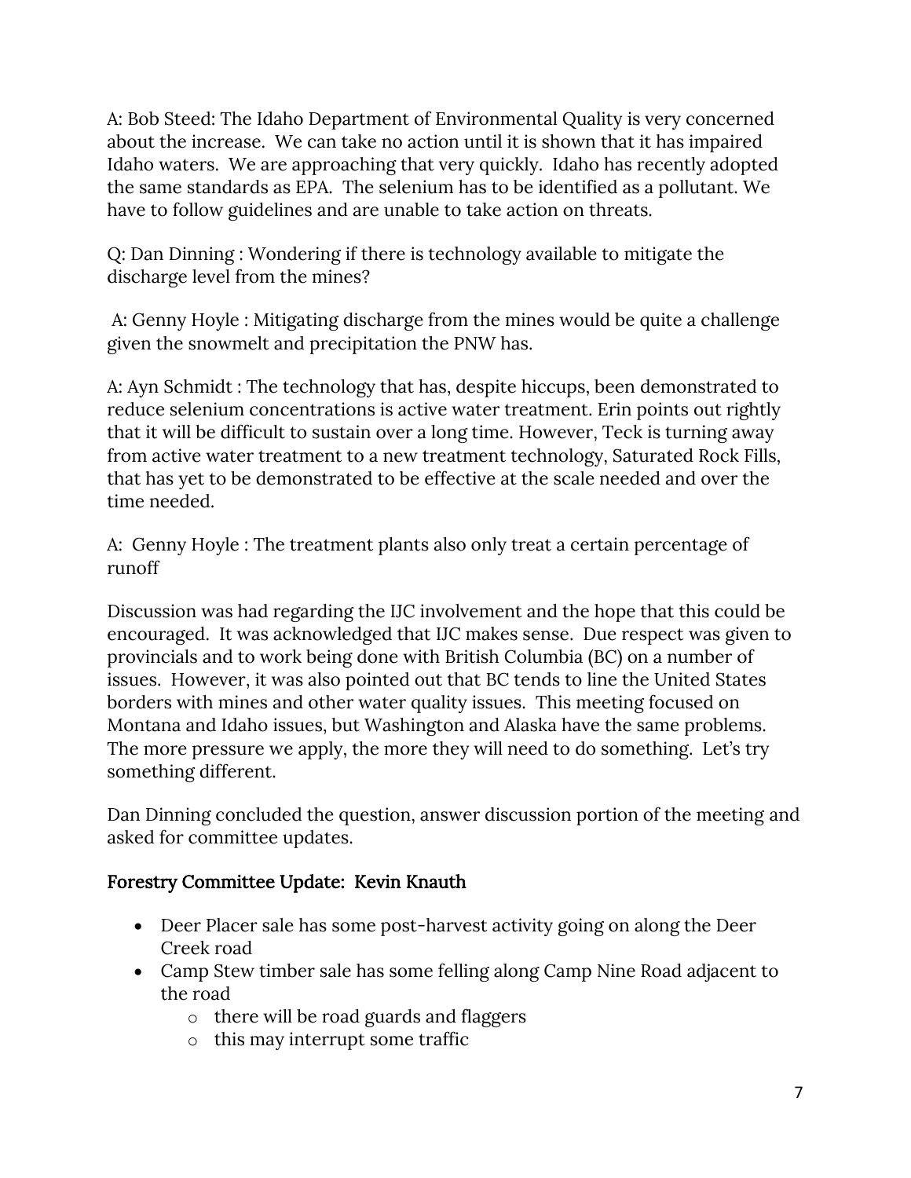A: Bob Steed: The Idaho Department of Environmental Quality is very concerned about the increase. We can take no action until it is shown that it has impaired Idaho waters. We are approaching that very quickly. Idaho has recently adopted the same standards as EPA. The selenium has to be identified as a pollutant. We have to follow guidelines and are unable to take action on threats.

Q: Dan Dinning : Wondering if there is technology available to mitigate the discharge level from the mines?

A: Genny Hoyle : Mitigating discharge from the mines would be quite a challenge given the snowmelt and precipitation the PNW has.

A: Ayn Schmidt : The technology that has, despite hiccups, been demonstrated to reduce selenium concentrations is active water treatment. Erin points out rightly that it will be difficult to sustain over a long time. However, Teck is turning away from active water treatment to a new treatment technology, Saturated Rock Fills, that has yet to be demonstrated to be effective at the scale needed and over the time needed.

A: Genny Hoyle : The treatment plants also only treat a certain percentage of runoff

Discussion was had regarding the IJC involvement and the hope that this could be encouraged. It was acknowledged that IJC makes sense. Due respect was given to provincials and to work being done with British Columbia (BC) on a number of issues. However, it was also pointed out that BC tends to line the United States borders with mines and other water quality issues. This meeting focused on Montana and Idaho issues, but Washington and Alaska have the same problems. The more pressure we apply, the more they will need to do something. Let's try something different.

Dan Dinning concluded the question, answer discussion portion of the meeting and asked for committee updates.

## Forestry Committee Update: Kevin Knauth

- Deer Placer sale has some post-harvest activity going on along the Deer Creek road
- Camp Stew timber sale has some felling along Camp Nine Road adjacent to the road
  - there will be road guards and flaggers
  - this may interrupt some traffic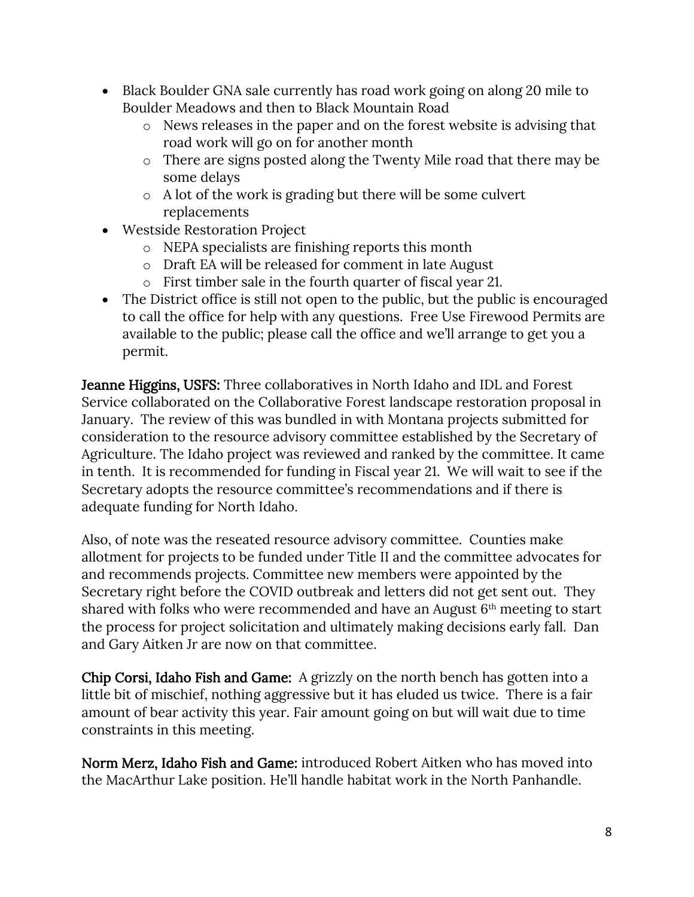- Black Boulder GNA sale currently has road work going on along 20 mile to Boulder Meadows and then to Black Mountain Road
    - News releases in the paper and on the forest website is advising that road work will go on for another month
    - There are signs posted along the Twenty Mile road that there may be some delays
    - A lot of the work is grading but there will be some culvert replacements
- Westside Restoration Project
    - NEPA specialists are finishing reports this month
    - Draft EA will be released for comment in late August
    - First timber sale in the fourth quarter of fiscal year 21.
- The District office is still not open to the public, but the public is encouraged to call the office for help with any questions. Free Use Firewood Permits are available to the public; please call the office and we'll arrange to get you a permit.

**Jeanne Higgins, USFS:** Three collaboratives in North Idaho and IDL and Forest Service collaborated on the Collaborative Forest landscape restoration proposal in January. The review of this was bundled in with Montana projects submitted for consideration to the resource advisory committee established by the Secretary of Agriculture. The Idaho project was reviewed and ranked by the committee. It came in tenth. It is recommended for funding in Fiscal year 21. We will wait to see if the Secretary adopts the resource committee's recommendations and if there is adequate funding for North Idaho.

Also, of note was the reseated resource advisory committee. Counties make allotment for projects to be funded under Title II and the committee advocates for and recommends projects. Committee new members were appointed by the Secretary right before the COVID outbreak and letters did not get sent out. They shared with folks who were recommended and have an August 6th meeting to start the process for project solicitation and ultimately making decisions early fall. Dan and Gary Aitken Jr are now on that committee.

**Chip Corsi, Idaho Fish and Game:** A grizzly on the north bench has gotten into a little bit of mischief, nothing aggressive but it has eluded us twice. There is a fair amount of bear activity this year. Fair amount going on but will wait due to time constraints in this meeting.

**Norm Merz, Idaho Fish and Game:** introduced Robert Aitken who has moved into the MacArthur Lake position. He'll handle habitat work in the North Panhandle.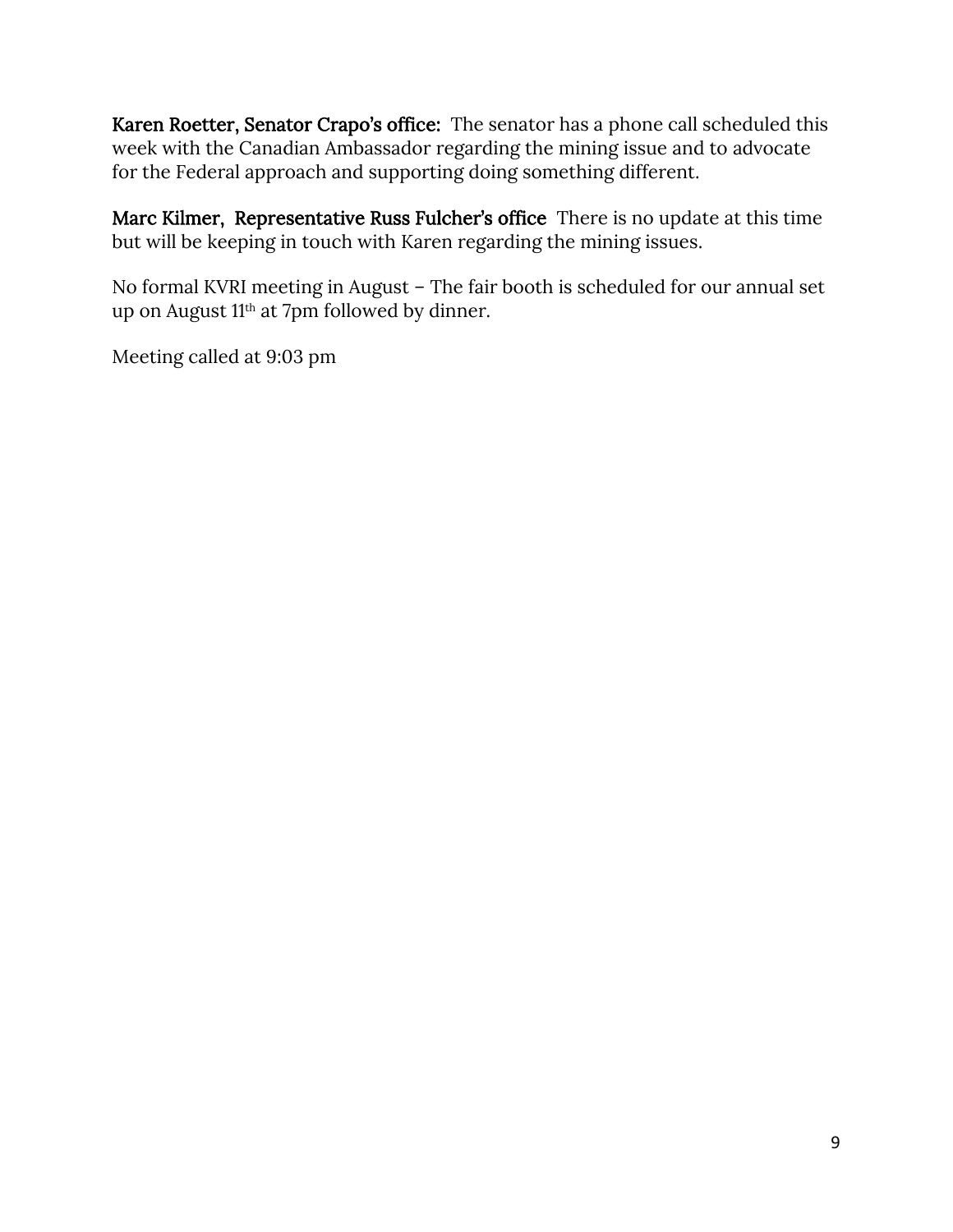**Karen Roetter, Senator Crapo's office:** The senator has a phone call scheduled this week with the Canadian Ambassador regarding the mining issue and to advocate for the Federal approach and supporting doing something different.

**Marc Kilmer, Representative Russ Fulcher's office** There is no update at this time but will be keeping in touch with Karen regarding the mining issues.

No formal KVRI meeting in August – The fair booth is scheduled for our annual set up on August 11th at 7pm followed by dinner.

Meeting called at 9:03 pm